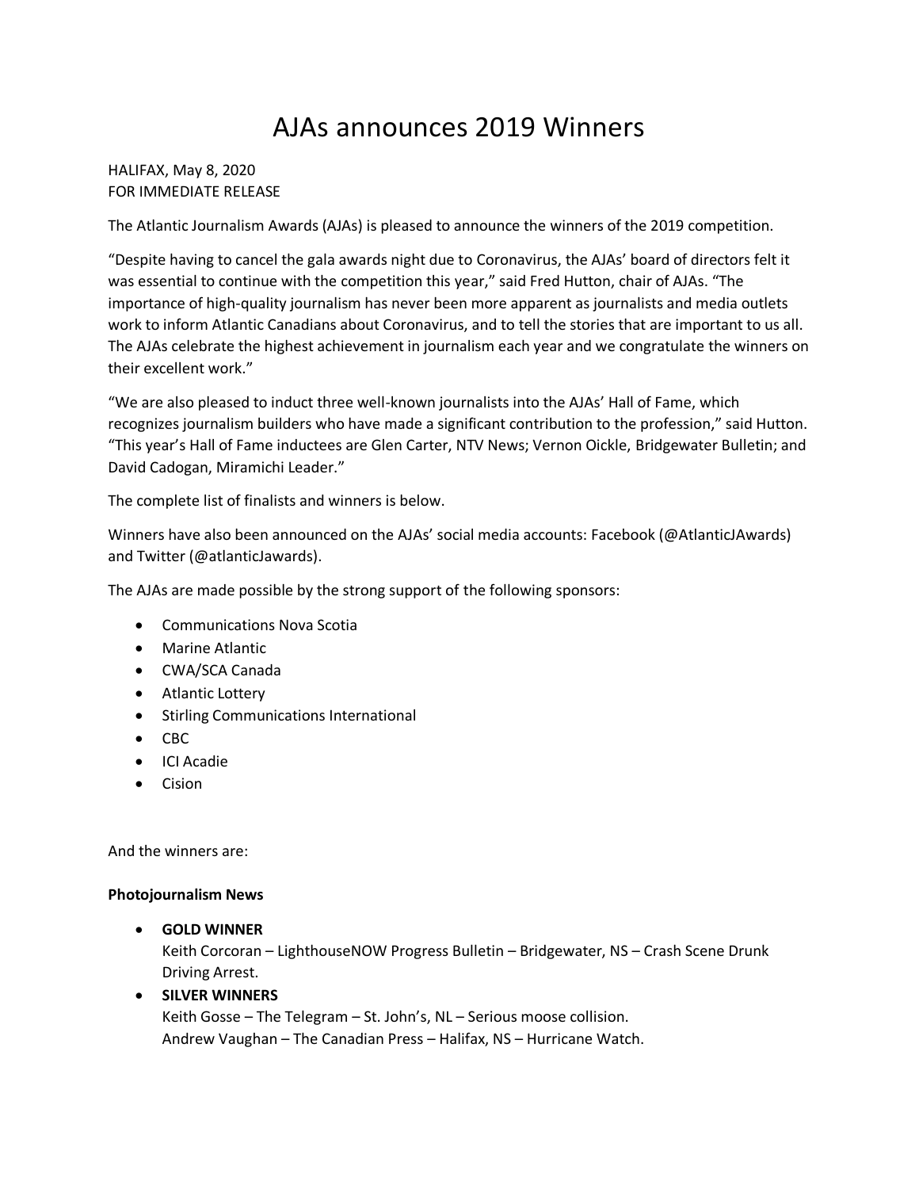# AJAs announces 2019 Winners

HALIFAX, May 8, 2020
FOR IMMEDIATE RELEASE

The Atlantic Journalism Awards (AJAs) is pleased to announce the winners of the 2019 competition.

"Despite having to cancel the gala awards night due to Coronavirus, the AJAs' board of directors felt it was essential to continue with the competition this year," said Fred Hutton, chair of AJAs. "The importance of high-quality journalism has never been more apparent as journalists and media outlets work to inform Atlantic Canadians about Coronavirus, and to tell the stories that are important to us all. The AJAs celebrate the highest achievement in journalism each year and we congratulate the winners on their excellent work."

"We are also pleased to induct three well-known journalists into the AJAs' Hall of Fame, which recognizes journalism builders who have made a significant contribution to the profession," said Hutton. "This year's Hall of Fame inductees are Glen Carter, NTV News; Vernon Oickle, Bridgewater Bulletin; and David Cadogan, Miramichi Leader."

The complete list of finalists and winners is below.

Winners have also been announced on the AJAs' social media accounts: Facebook (@AtlanticJAwards) and Twitter (@atlanticJawards).

The AJAs are made possible by the strong support of the following sponsors:

- Communications Nova Scotia
- Marine Atlantic
- CWA/SCA Canada
- Atlantic Lottery
- Stirling Communications International
- CBC
- ICI Acadie
- Cision

And the winners are:

**Photojournalism News**

- **GOLD WINNER**
  Keith Corcoran – LighthouseNOW Progress Bulletin – Bridgewater, NS – Crash Scene Drunk Driving Arrest.
- **SILVER WINNERS**
  Keith Gosse – The Telegram – St. John's, NL – Serious moose collision.
  Andrew Vaughan – The Canadian Press – Halifax, NS – Hurricane Watch.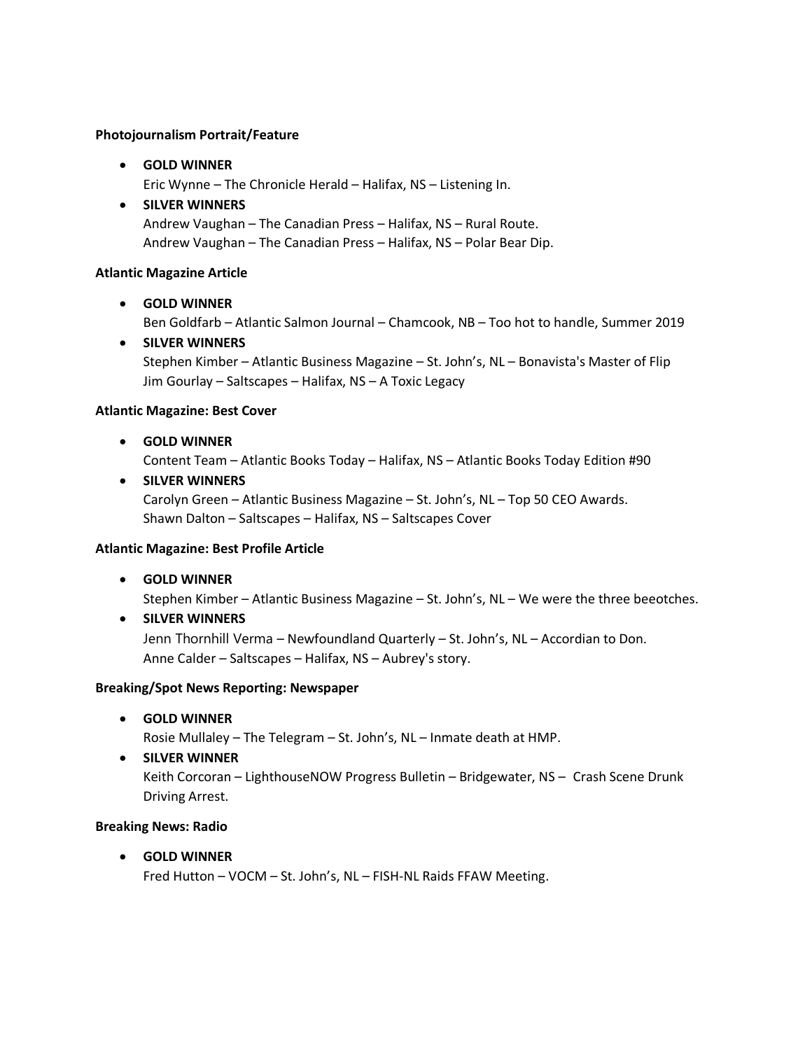**Photojournalism Portrait/Feature**

- **GOLD WINNER**
  Eric Wynne – The Chronicle Herald – Halifax, NS – Listening In.
- **SILVER WINNERS**
  Andrew Vaughan – The Canadian Press – Halifax, NS – Rural Route.
  Andrew Vaughan – The Canadian Press – Halifax, NS – Polar Bear Dip.

**Atlantic Magazine Article**

- **GOLD WINNER**
  Ben Goldfarb – Atlantic Salmon Journal – Chamcook, NB – Too hot to handle, Summer 2019
- **SILVER WINNERS**
  Stephen Kimber – Atlantic Business Magazine – St. John's, NL – Bonavista's Master of Flip
  Jim Gourlay – Saltscapes – Halifax, NS – A Toxic Legacy

**Atlantic Magazine: Best Cover**

- **GOLD WINNER**
  Content Team – Atlantic Books Today – Halifax, NS – Atlantic Books Today Edition #90
- **SILVER WINNERS**
  Carolyn Green – Atlantic Business Magazine – St. John's, NL – Top 50 CEO Awards.
  Shawn Dalton – Saltscapes – Halifax, NS – Saltscapes Cover

**Atlantic Magazine: Best Profile Article**

- **GOLD WINNER**
  Stephen Kimber – Atlantic Business Magazine – St. John's, NL – We were the three beeotches.
- **SILVER WINNERS**
  Jenn Thornhill Verma – Newfoundland Quarterly – St. John's, NL – Accordian to Don.
  Anne Calder – Saltscapes – Halifax, NS – Aubrey's story.

**Breaking/Spot News Reporting: Newspaper**

- **GOLD WINNER**
  Rosie Mullaley – The Telegram – St. John's, NL – Inmate death at HMP.
- **SILVER WINNER**
  Keith Corcoran – LighthouseNOW Progress Bulletin – Bridgewater, NS – Crash Scene Drunk Driving Arrest.

**Breaking News: Radio**

- **GOLD WINNER**
  Fred Hutton – VOCM – St. John's, NL – FISH-NL Raids FFAW Meeting.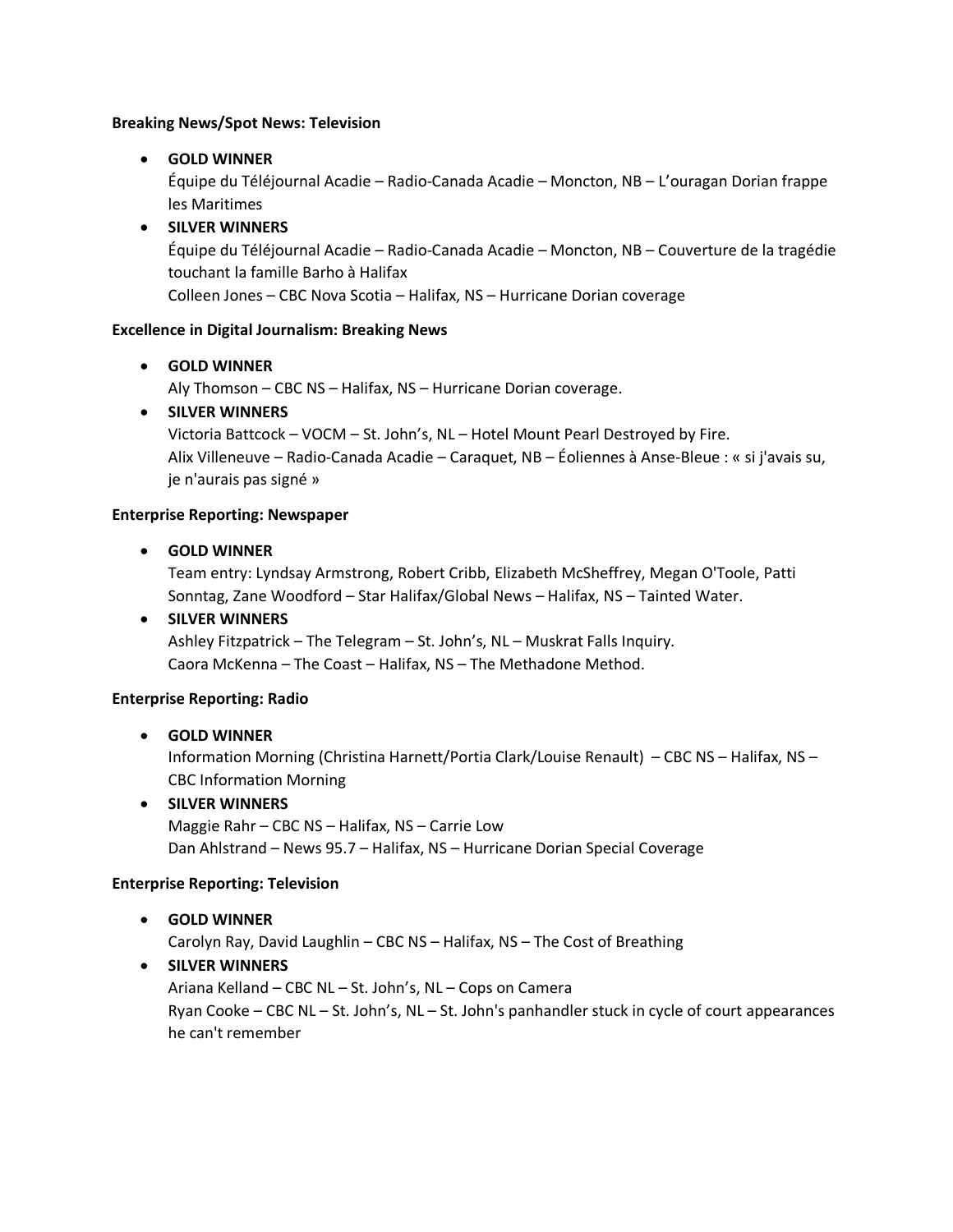**Breaking News/Spot News: Television**

- **GOLD WINNER**
  Équipe du Téléjournal Acadie – Radio-Canada Acadie – Moncton, NB – L'ouragan Dorian frappe les Maritimes
- **SILVER WINNERS**
  Équipe du Téléjournal Acadie – Radio-Canada Acadie – Moncton, NB – Couverture de la tragédie touchant la famille Barho à Halifax
  Colleen Jones – CBC Nova Scotia – Halifax, NS – Hurricane Dorian coverage

**Excellence in Digital Journalism: Breaking News**

- **GOLD WINNER**
  Aly Thomson – CBC NS – Halifax, NS – Hurricane Dorian coverage.
- **SILVER WINNERS**
  Victoria Battcock – VOCM – St. John's, NL – Hotel Mount Pearl Destroyed by Fire.
  Alix Villeneuve – Radio-Canada Acadie – Caraquet, NB – Éoliennes à Anse-Bleue : « si j'avais su, je n'aurais pas signé »

**Enterprise Reporting: Newspaper**

- **GOLD WINNER**
  Team entry: Lyndsay Armstrong, Robert Cribb, Elizabeth McSheffrey, Megan O'Toole, Patti Sonntag, Zane Woodford – Star Halifax/Global News – Halifax, NS – Tainted Water.
- **SILVER WINNERS**
  Ashley Fitzpatrick – The Telegram – St. John's, NL – Muskrat Falls Inquiry.
  Caora McKenna – The Coast – Halifax, NS – The Methadone Method.

**Enterprise Reporting: Radio**

- **GOLD WINNER**
  Information Morning (Christina Harnett/Portia Clark/Louise Renault) – CBC NS – Halifax, NS – CBC Information Morning
- **SILVER WINNERS**
  Maggie Rahr – CBC NS – Halifax, NS – Carrie Low
  Dan Ahlstrand – News 95.7 – Halifax, NS – Hurricane Dorian Special Coverage

**Enterprise Reporting: Television**

- **GOLD WINNER**
  Carolyn Ray, David Laughlin – CBC NS – Halifax, NS – The Cost of Breathing
- **SILVER WINNERS**
  Ariana Kelland – CBC NL – St. John's, NL – Cops on Camera
  Ryan Cooke – CBC NL – St. John's, NL – St. John's panhandler stuck in cycle of court appearances he can't remember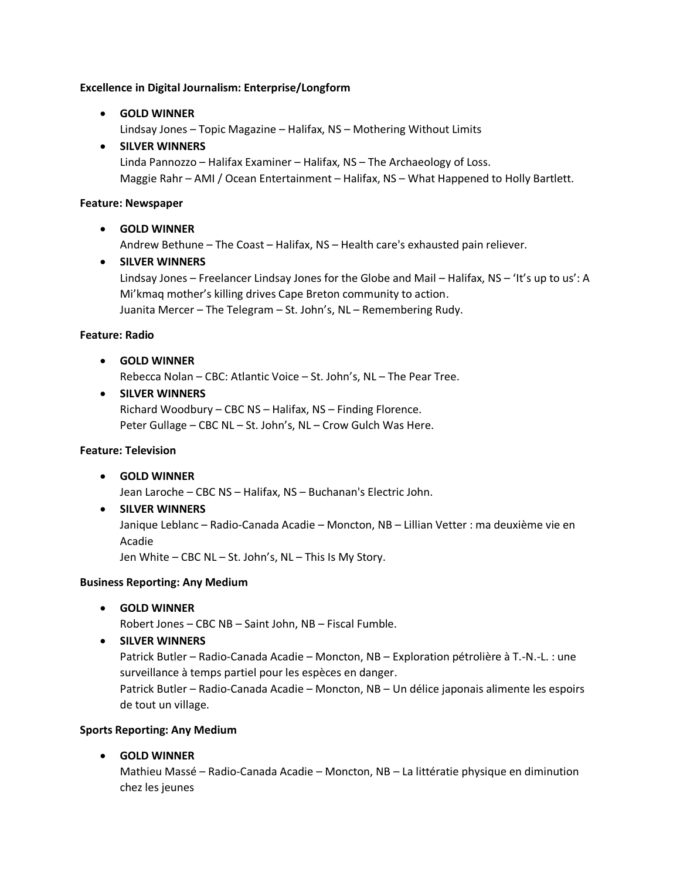**Excellence in Digital Journalism: Enterprise/Longform**

- **GOLD WINNER**
  Lindsay Jones – Topic Magazine – Halifax, NS – Mothering Without Limits
- **SILVER WINNERS**
  Linda Pannozzo – Halifax Examiner – Halifax, NS – The Archaeology of Loss.
  Maggie Rahr – AMI / Ocean Entertainment – Halifax, NS – What Happened to Holly Bartlett.

**Feature: Newspaper**

- **GOLD WINNER**
  Andrew Bethune – The Coast – Halifax, NS – Health care's exhausted pain reliever.
- **SILVER WINNERS**
  Lindsay Jones – Freelancer Lindsay Jones for the Globe and Mail – Halifax, NS – 'It's up to us': A Mi'kmaq mother's killing drives Cape Breton community to action.
  Juanita Mercer – The Telegram – St. John's, NL – Remembering Rudy.

**Feature: Radio**

- **GOLD WINNER**
  Rebecca Nolan – CBC: Atlantic Voice – St. John's, NL – The Pear Tree.
- **SILVER WINNERS**
  Richard Woodbury – CBC NS – Halifax, NS – Finding Florence.
  Peter Gullage – CBC NL – St. John's, NL – Crow Gulch Was Here.

**Feature: Television**

- **GOLD WINNER**
  Jean Laroche – CBC NS – Halifax, NS – Buchanan's Electric John.
- **SILVER WINNERS**
  Janique Leblanc – Radio-Canada Acadie – Moncton, NB – Lillian Vetter : ma deuxième vie en Acadie
  Jen White – CBC NL – St. John's, NL – This Is My Story.

**Business Reporting: Any Medium**

- **GOLD WINNER**
  Robert Jones – CBC NB – Saint John, NB – Fiscal Fumble.
- **SILVER WINNERS**
  Patrick Butler – Radio-Canada Acadie – Moncton, NB – Exploration pétrolière à T.-N.-L. : une surveillance à temps partiel pour les espèces en danger.
  Patrick Butler – Radio-Canada Acadie – Moncton, NB – Un délice japonais alimente les espoirs de tout un village.

**Sports Reporting: Any Medium**

- **GOLD WINNER**
  Mathieu Massé – Radio-Canada Acadie – Moncton, NB – La littératie physique en diminution chez les jeunes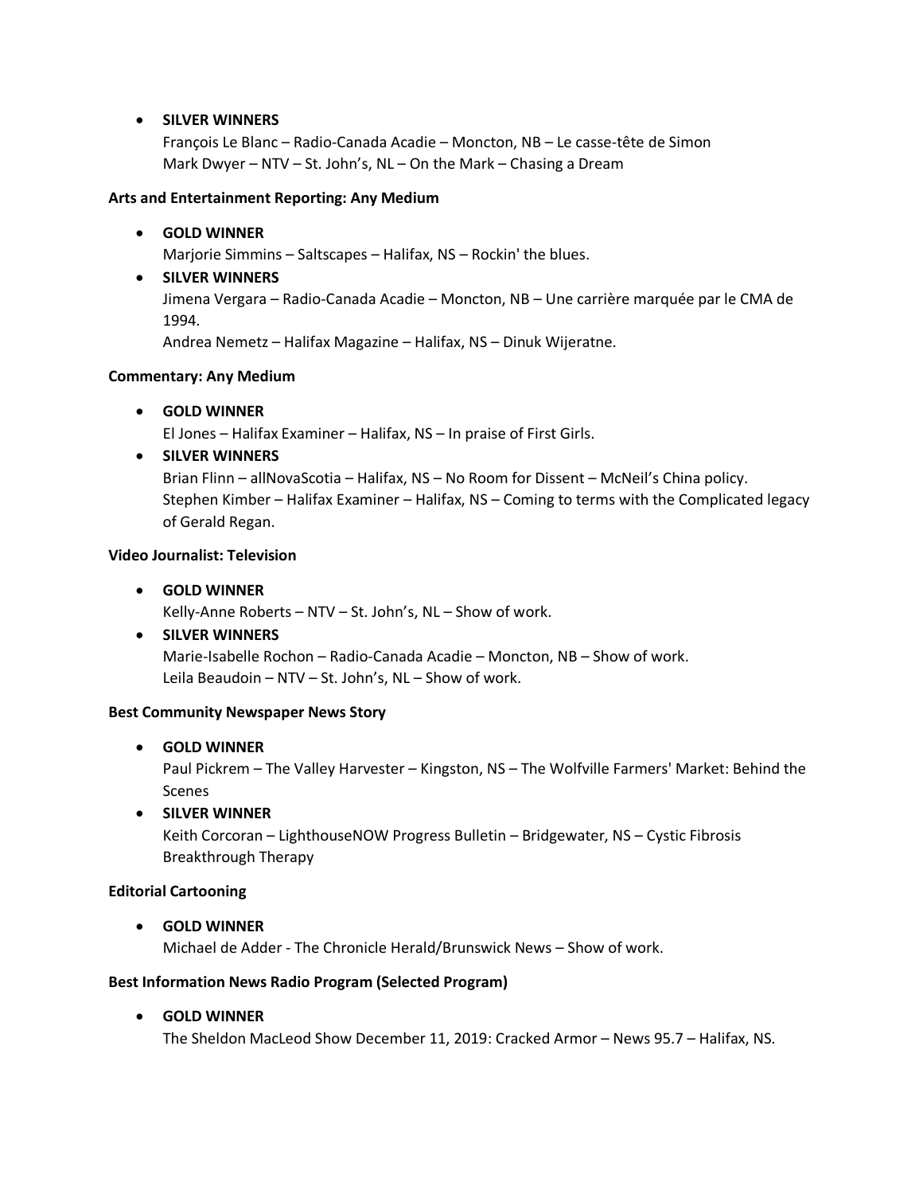- **SILVER WINNERS**
  François Le Blanc – Radio-Canada Acadie – Moncton, NB – Le casse-tête de Simon
  Mark Dwyer – NTV – St. John's, NL – On the Mark – Chasing a Dream

**Arts and Entertainment Reporting: Any Medium**

- **GOLD WINNER**
  Marjorie Simmins – Saltscapes – Halifax, NS – Rockin' the blues.
- **SILVER WINNERS**
  Jimena Vergara – Radio-Canada Acadie – Moncton, NB – Une carrière marquée par le CMA de 1994.
  Andrea Nemetz – Halifax Magazine – Halifax, NS – Dinuk Wijeratne.

**Commentary: Any Medium**

- **GOLD WINNER**
  El Jones – Halifax Examiner – Halifax, NS – In praise of First Girls.
- **SILVER WINNERS**
  Brian Flinn – allNovaScotia – Halifax, NS – No Room for Dissent – McNeil's China policy.
  Stephen Kimber – Halifax Examiner – Halifax, NS – Coming to terms with the Complicated legacy of Gerald Regan.

**Video Journalist: Television**

- **GOLD WINNER**
  Kelly-Anne Roberts – NTV – St. John's, NL – Show of work.
- **SILVER WINNERS**
  Marie-Isabelle Rochon – Radio-Canada Acadie – Moncton, NB – Show of work.
  Leila Beaudoin – NTV – St. John's, NL – Show of work.

**Best Community Newspaper News Story**

- **GOLD WINNER**
  Paul Pickrem – The Valley Harvester – Kingston, NS – The Wolfville Farmers' Market: Behind the Scenes
- **SILVER WINNER**
  Keith Corcoran – LighthouseNOW Progress Bulletin – Bridgewater, NS – Cystic Fibrosis Breakthrough Therapy

**Editorial Cartooning**

- **GOLD WINNER**
  Michael de Adder - The Chronicle Herald/Brunswick News – Show of work.

**Best Information News Radio Program (Selected Program)**

- **GOLD WINNER**
  The Sheldon MacLeod Show December 11, 2019: Cracked Armor – News 95.7 – Halifax, NS.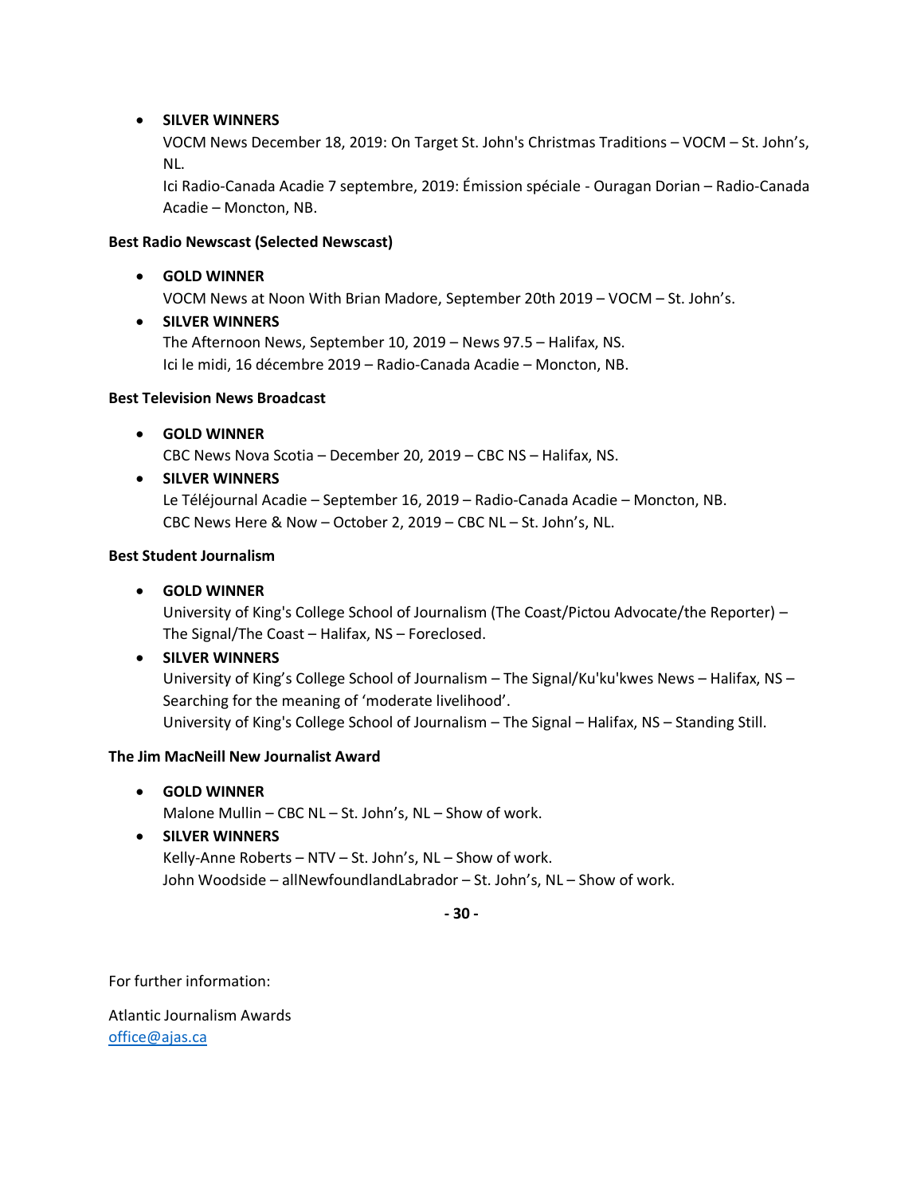- **SILVER WINNERS**
  VOCM News December 18, 2019: On Target St. John's Christmas Traditions – VOCM – St. John's, NL.
  Ici Radio-Canada Acadie 7 septembre, 2019: Émission spéciale - Ouragan Dorian – Radio-Canada Acadie – Moncton, NB.

**Best Radio Newscast (Selected Newscast)**

- **GOLD WINNER**
  VOCM News at Noon With Brian Madore, September 20th 2019 – VOCM – St. John's.
- **SILVER WINNERS**
  The Afternoon News, September 10, 2019 – News 97.5 – Halifax, NS.
  Ici le midi, 16 décembre 2019 – Radio-Canada Acadie – Moncton, NB.

**Best Television News Broadcast**

- **GOLD WINNER**
  CBC News Nova Scotia – December 20, 2019 – CBC NS – Halifax, NS.
- **SILVER WINNERS**
  Le Téléjournal Acadie – September 16, 2019 – Radio-Canada Acadie – Moncton, NB.
  CBC News Here & Now – October 2, 2019 – CBC NL – St. John's, NL.

**Best Student Journalism**

- **GOLD WINNER**
  University of King's College School of Journalism (The Coast/Pictou Advocate/the Reporter) – The Signal/The Coast – Halifax, NS – Foreclosed.
- **SILVER WINNERS**
  University of King's College School of Journalism – The Signal/Ku'ku'kwes News – Halifax, NS – Searching for the meaning of 'moderate livelihood'.
  University of King's College School of Journalism – The Signal – Halifax, NS – Standing Still.

**The Jim MacNeill New Journalist Award**

- **GOLD WINNER**
  Malone Mullin – CBC NL – St. John's, NL – Show of work.
- **SILVER WINNERS**
  Kelly-Anne Roberts – NTV – St. John's, NL – Show of work.
  John Woodside – allNewfoundlandLabrador – St. John's, NL – Show of work.

**- 30 -**

For further information:

Atlantic Journalism Awards
office@ajas.ca